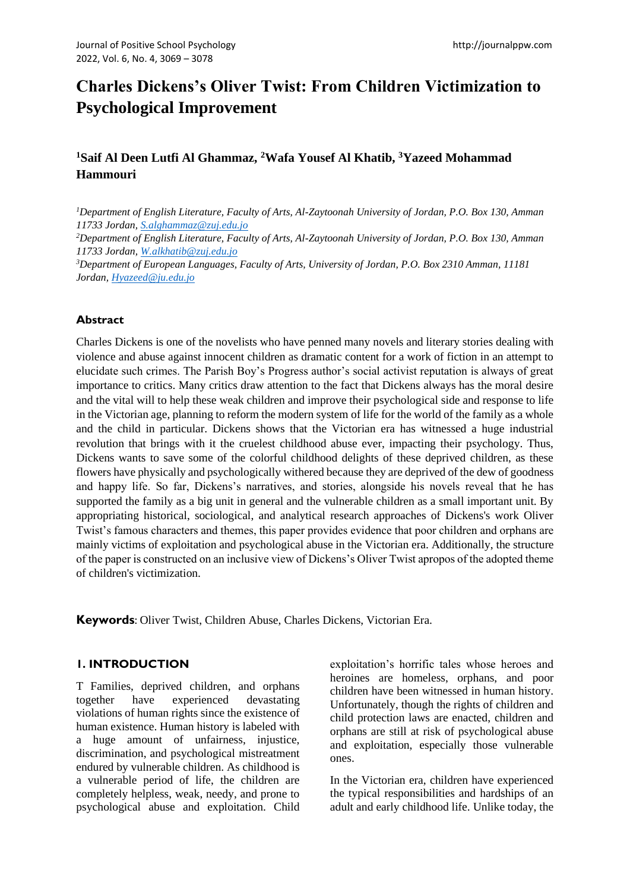# Charles Dickens's Oliver Twist: From Children Victimization to Psychological Improvement

**[1]Saif Al Deen Lutfi Al Ghammaz, [2]Wafa Yousef Al Khatib, [3]Yazeed Mohammad Hammouri**

*[1]Department of English Literature, Faculty of Arts, Al-Zaytoonah University of Jordan, P.O. Box 130, Amman 11733 Jordan, S.alghammaz@zuj.edu.jo*

*[2]Department of English Literature, Faculty of Arts, Al-Zaytoonah University of Jordan, P.O. Box 130, Amman 11733 Jordan, W.alkhatib@zuj.edu.jo*

*[3]Department of European Languages, Faculty of Arts, University of Jordan, P.O. Box 2310 Amman, 11181 Jordan, Hyazeed@ju.edu.jo*

## Abstract

Charles Dickens is one of the novelists who have penned many novels and literary stories dealing with violence and abuse against innocent children as dramatic content for a work of fiction in an attempt to elucidate such crimes. The Parish Boy's Progress author's social activist reputation is always of great importance to critics. Many critics draw attention to the fact that Dickens always has the moral desire and the vital will to help these weak children and improve their psychological side and response to life in the Victorian age, planning to reform the modern system of life for the world of the family as a whole and the child in particular. Dickens shows that the Victorian era has witnessed a huge industrial revolution that brings with it the cruelest childhood abuse ever, impacting their psychology. Thus, Dickens wants to save some of the colorful childhood delights of these deprived children, as these flowers have physically and psychologically withered because they are deprived of the dew of goodness and happy life. So far, Dickens's narratives, and stories, alongside his novels reveal that he has supported the family as a big unit in general and the vulnerable children as a small important unit. By appropriating historical, sociological, and analytical research approaches of Dickens's work Oliver Twist's famous characters and themes, this paper provides evidence that poor children and orphans are mainly victims of exploitation and psychological abuse in the Victorian era. Additionally, the structure of the paper is constructed on an inclusive view of Dickens's Oliver Twist apropos of the adopted theme of children's victimization.

**Keywords**: Oliver Twist, Children Abuse, Charles Dickens, Victorian Era.

## 1. INTRODUCTION

T Families, deprived children, and orphans together have experienced devastating violations of human rights since the existence of human existence. Human history is labeled with a huge amount of unfairness, injustice, discrimination, and psychological mistreatment endured by vulnerable children. As childhood is a vulnerable period of life, the children are completely helpless, weak, needy, and prone to psychological abuse and exploitation. Child exploitation's horrific tales whose heroes and heroines are homeless, orphans, and poor children have been witnessed in human history. Unfortunately, though the rights of children and child protection laws are enacted, children and orphans are still at risk of psychological abuse and exploitation, especially those vulnerable ones.

In the Victorian era, children have experienced the typical responsibilities and hardships of an adult and early childhood life. Unlike today, the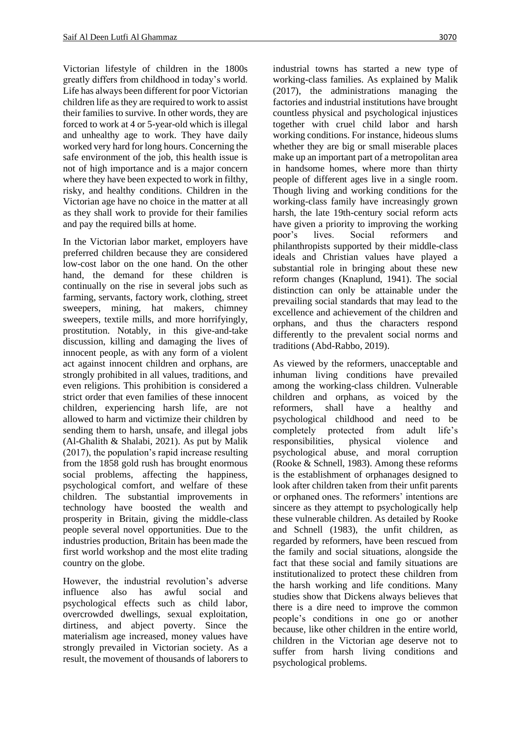Victorian lifestyle of children in the 1800s greatly differs from childhood in today's world. Life has always been different for poor Victorian children life as they are required to work to assist their families to survive. In other words, they are forced to work at 4 or 5-year-old which is illegal and unhealthy age to work. They have daily worked very hard for long hours. Concerning the safe environment of the job, this health issue is not of high importance and is a major concern where they have been expected to work in filthy, risky, and healthy conditions. Children in the Victorian age have no choice in the matter at all as they shall work to provide for their families and pay the required bills at home.

In the Victorian labor market, employers have preferred children because they are considered low-cost labor on the one hand. On the other hand, the demand for these children is continually on the rise in several jobs such as farming, servants, factory work, clothing, street sweepers, mining, hat makers, chimney sweepers, textile mills, and more horrifyingly, prostitution. Notably, in this give-and-take discussion, killing and damaging the lives of innocent people, as with any form of a violent act against innocent children and orphans, are strongly prohibited in all values, traditions, and even religions. This prohibition is considered a strict order that even families of these innocent children, experiencing harsh life, are not allowed to harm and victimize their children by sending them to harsh, unsafe, and illegal jobs (Al-Ghalith & Shalabi, 2021). As put by Malik (2017), the population's rapid increase resulting from the 1858 gold rush has brought enormous social problems, affecting the happiness, psychological comfort, and welfare of these children. The substantial improvements in technology have boosted the wealth and prosperity in Britain, giving the middle-class people several novel opportunities. Due to the industries production, Britain has been made the first world workshop and the most elite trading country on the globe.

However, the industrial revolution's adverse influence also has awful social and psychological effects such as child labor, overcrowded dwellings, sexual exploitation, dirtiness, and abject poverty. Since the materialism age increased, money values have strongly prevailed in Victorian society. As a result, the movement of thousands of laborers to industrial towns has started a new type of working-class families. As explained by Malik (2017), the administrations managing the factories and industrial institutions have brought countless physical and psychological injustices together with cruel child labor and harsh working conditions. For instance, hideous slums whether they are big or small miserable places make up an important part of a metropolitan area in handsome homes, where more than thirty people of different ages live in a single room. Though living and working conditions for the working-class family have increasingly grown harsh, the late 19th-century social reform acts have given a priority to improving the working poor's lives. Social reformers and philanthropists supported by their middle-class ideals and Christian values have played a substantial role in bringing about these new reform changes (Knaplund, 1941). The social distinction can only be attainable under the prevailing social standards that may lead to the excellence and achievement of the children and orphans, and thus the characters respond differently to the prevalent social norms and traditions (Abd-Rabbo, 2019).

As viewed by the reformers, unacceptable and inhuman living conditions have prevailed among the working-class children. Vulnerable children and orphans, as voiced by the reformers, shall have a healthy and psychological childhood and need to be completely protected from adult life's responsibilities, physical violence and psychological abuse, and moral corruption (Rooke & Schnell, 1983). Among these reforms is the establishment of orphanages designed to look after children taken from their unfit parents or orphaned ones. The reformers' intentions are sincere as they attempt to psychologically help these vulnerable children. As detailed by Rooke and Schnell (1983), the unfit children, as regarded by reformers, have been rescued from the family and social situations, alongside the fact that these social and family situations are institutionalized to protect these children from the harsh working and life conditions. Many studies show that Dickens always believes that there is a dire need to improve the common people's conditions in one go or another because, like other children in the entire world, children in the Victorian age deserve not to suffer from harsh living conditions and psychological problems.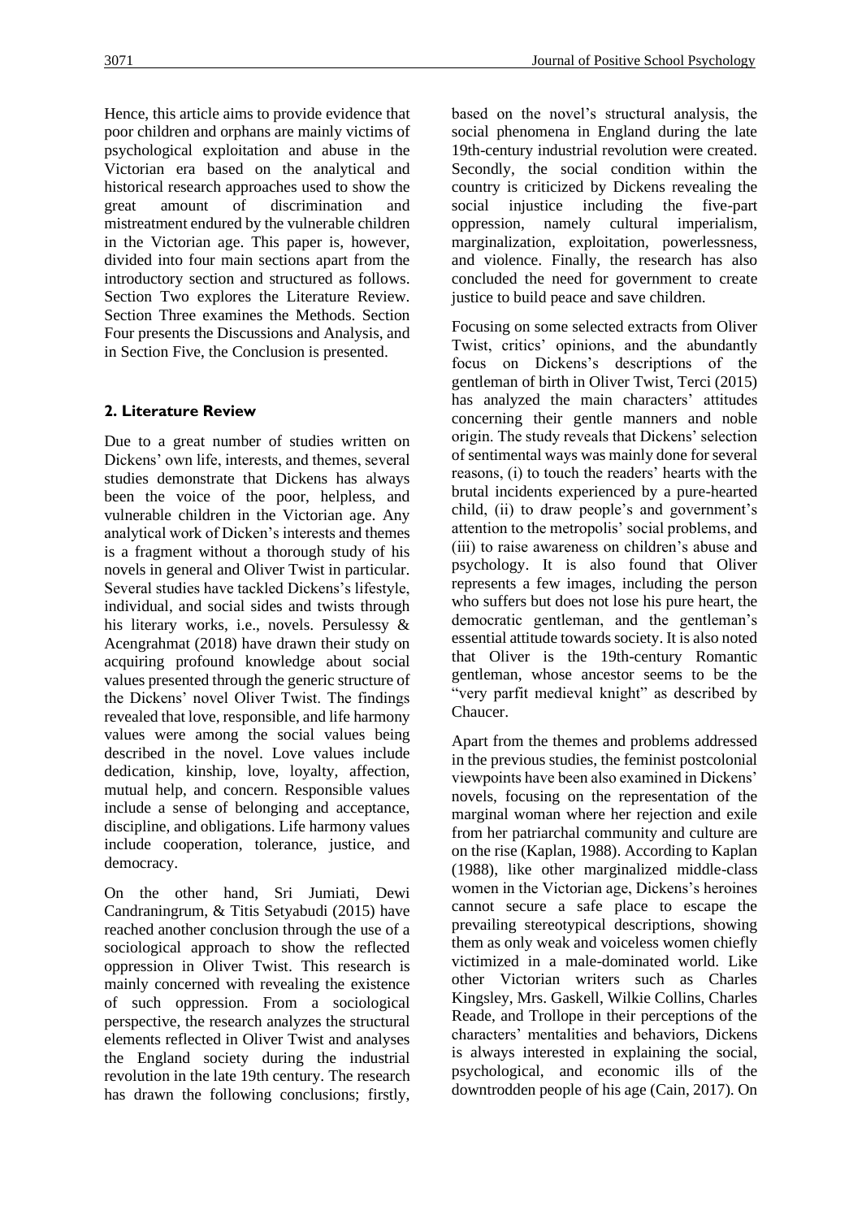Hence, this article aims to provide evidence that poor children and orphans are mainly victims of psychological exploitation and abuse in the Victorian era based on the analytical and historical research approaches used to show the great amount of discrimination and mistreatment endured by the vulnerable children in the Victorian age. This paper is, however, divided into four main sections apart from the introductory section and structured as follows. Section Two explores the Literature Review. Section Three examines the Methods. Section Four presents the Discussions and Analysis, and in Section Five, the Conclusion is presented.

## 2. Literature Review

Due to a great number of studies written on Dickens' own life, interests, and themes, several studies demonstrate that Dickens has always been the voice of the poor, helpless, and vulnerable children in the Victorian age. Any analytical work of Dicken's interests and themes is a fragment without a thorough study of his novels in general and Oliver Twist in particular. Several studies have tackled Dickens's lifestyle, individual, and social sides and twists through his literary works, i.e., novels. Persulessy & Acengrahmat (2018) have drawn their study on acquiring profound knowledge about social values presented through the generic structure of the Dickens' novel Oliver Twist. The findings revealed that love, responsible, and life harmony values were among the social values being described in the novel. Love values include dedication, kinship, love, loyalty, affection, mutual help, and concern. Responsible values include a sense of belonging and acceptance, discipline, and obligations. Life harmony values include cooperation, tolerance, justice, and democracy.

On the other hand, Sri Jumiati, Dewi Candraningrum, & Titis Setyabudi (2015) have reached another conclusion through the use of a sociological approach to show the reflected oppression in Oliver Twist. This research is mainly concerned with revealing the existence of such oppression. From a sociological perspective, the research analyzes the structural elements reflected in Oliver Twist and analyses the England society during the industrial revolution in the late 19th century. The research has drawn the following conclusions; firstly, based on the novel's structural analysis, the social phenomena in England during the late 19th-century industrial revolution were created. Secondly, the social condition within the country is criticized by Dickens revealing the social injustice including the five-part oppression, namely cultural imperialism, marginalization, exploitation, powerlessness, and violence. Finally, the research has also concluded the need for government to create justice to build peace and save children.

Focusing on some selected extracts from Oliver Twist, critics' opinions, and the abundantly focus on Dickens's descriptions of the gentleman of birth in Oliver Twist, Terci (2015) has analyzed the main characters' attitudes concerning their gentle manners and noble origin. The study reveals that Dickens' selection of sentimental ways was mainly done for several reasons, (i) to touch the readers' hearts with the brutal incidents experienced by a pure-hearted child, (ii) to draw people's and government's attention to the metropolis' social problems, and (iii) to raise awareness on children's abuse and psychology. It is also found that Oliver represents a few images, including the person who suffers but does not lose his pure heart, the democratic gentleman, and the gentleman's essential attitude towards society. It is also noted that Oliver is the 19th-century Romantic gentleman, whose ancestor seems to be the "very parfit medieval knight" as described by Chaucer.

Apart from the themes and problems addressed in the previous studies, the feminist postcolonial viewpoints have been also examined in Dickens' novels, focusing on the representation of the marginal woman where her rejection and exile from her patriarchal community and culture are on the rise (Kaplan, 1988). According to Kaplan (1988), like other marginalized middle-class women in the Victorian age, Dickens's heroines cannot secure a safe place to escape the prevailing stereotypical descriptions, showing them as only weak and voiceless women chiefly victimized in a male-dominated world. Like other Victorian writers such as Charles Kingsley, Mrs. Gaskell, Wilkie Collins, Charles Reade, and Trollope in their perceptions of the characters' mentalities and behaviors, Dickens is always interested in explaining the social, psychological, and economic ills of the downtrodden people of his age (Cain, 2017). On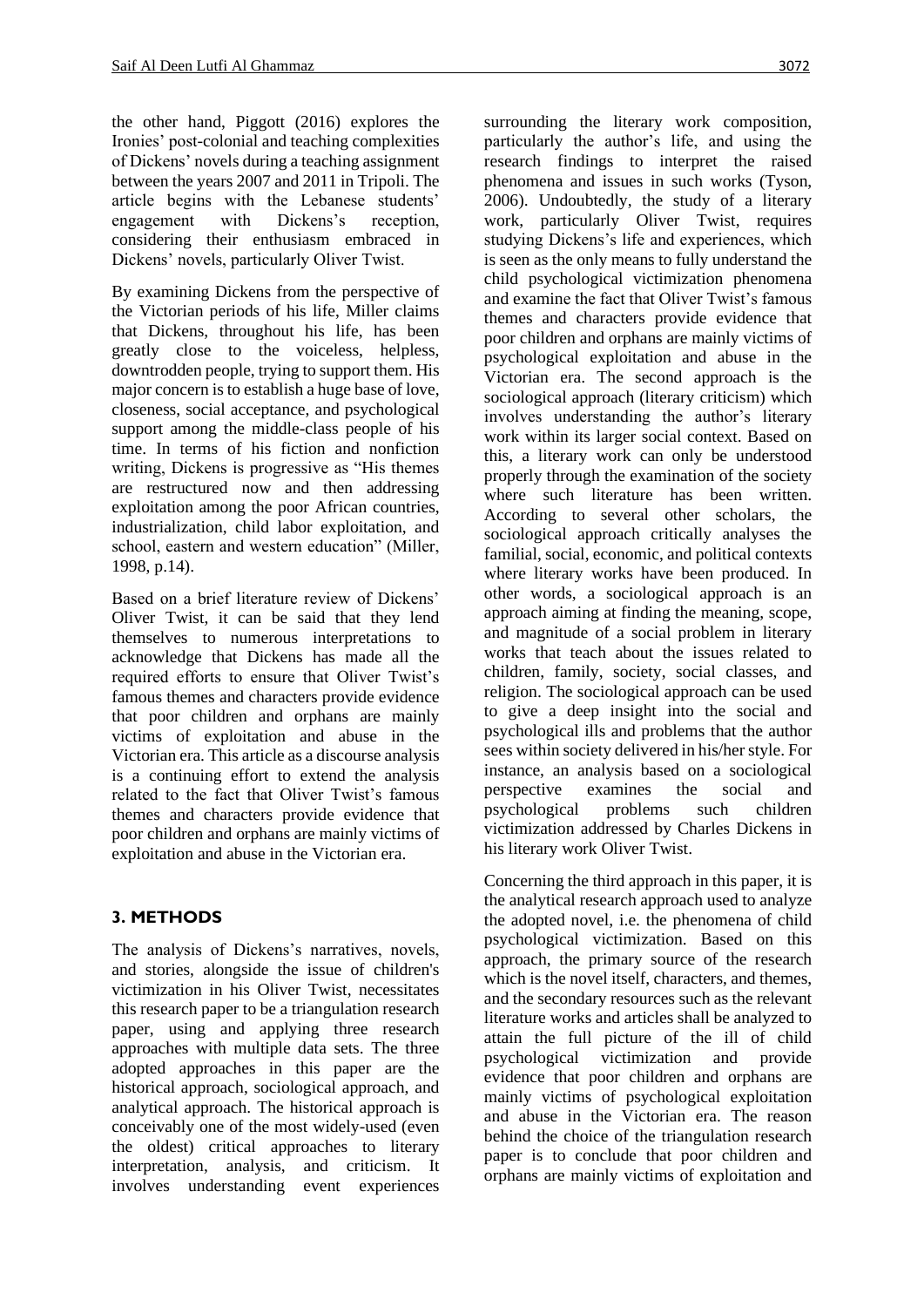the other hand, Piggott (2016) explores the Ironies' post-colonial and teaching complexities of Dickens' novels during a teaching assignment between the years 2007 and 2011 in Tripoli. The article begins with the Lebanese students' engagement with Dickens's reception, considering their enthusiasm embraced in Dickens' novels, particularly Oliver Twist.

By examining Dickens from the perspective of the Victorian periods of his life, Miller claims that Dickens, throughout his life, has been greatly close to the voiceless, helpless, downtrodden people, trying to support them. His major concern is to establish a huge base of love, closeness, social acceptance, and psychological support among the middle-class people of his time. In terms of his fiction and nonfiction writing, Dickens is progressive as "His themes are restructured now and then addressing exploitation among the poor African countries, industrialization, child labor exploitation, and school, eastern and western education" (Miller, 1998, p.14).

Based on a brief literature review of Dickens' Oliver Twist, it can be said that they lend themselves to numerous interpretations to acknowledge that Dickens has made all the required efforts to ensure that Oliver Twist's famous themes and characters provide evidence that poor children and orphans are mainly victims of exploitation and abuse in the Victorian era. This article as a discourse analysis is a continuing effort to extend the analysis related to the fact that Oliver Twist's famous themes and characters provide evidence that poor children and orphans are mainly victims of exploitation and abuse in the Victorian era.

## 3. METHODS

The analysis of Dickens's narratives, novels, and stories, alongside the issue of children's victimization in his Oliver Twist, necessitates this research paper to be a triangulation research paper, using and applying three research approaches with multiple data sets. The three adopted approaches in this paper are the historical approach, sociological approach, and analytical approach. The historical approach is conceivably one of the most widely-used (even the oldest) critical approaches to literary interpretation, analysis, and criticism. It involves understanding event experiences surrounding the literary work composition, particularly the author's life, and using the research findings to interpret the raised phenomena and issues in such works (Tyson, 2006). Undoubtedly, the study of a literary work, particularly Oliver Twist, requires studying Dickens's life and experiences, which is seen as the only means to fully understand the child psychological victimization phenomena and examine the fact that Oliver Twist's famous themes and characters provide evidence that poor children and orphans are mainly victims of psychological exploitation and abuse in the Victorian era. The second approach is the sociological approach (literary criticism) which involves understanding the author's literary work within its larger social context. Based on this, a literary work can only be understood properly through the examination of the society where such literature has been written. According to several other scholars, the sociological approach critically analyses the familial, social, economic, and political contexts where literary works have been produced. In other words, a sociological approach is an approach aiming at finding the meaning, scope, and magnitude of a social problem in literary works that teach about the issues related to children, family, society, social classes, and religion. The sociological approach can be used to give a deep insight into the social and psychological ills and problems that the author sees within society delivered in his/her style. For instance, an analysis based on a sociological perspective examines the social and psychological problems such children victimization addressed by Charles Dickens in his literary work Oliver Twist.

Concerning the third approach in this paper, it is the analytical research approach used to analyze the adopted novel, i.e. the phenomena of child psychological victimization. Based on this approach, the primary source of the research which is the novel itself, characters, and themes, and the secondary resources such as the relevant literature works and articles shall be analyzed to attain the full picture of the ill of child psychological victimization and provide evidence that poor children and orphans are mainly victims of psychological exploitation and abuse in the Victorian era. The reason behind the choice of the triangulation research paper is to conclude that poor children and orphans are mainly victims of exploitation and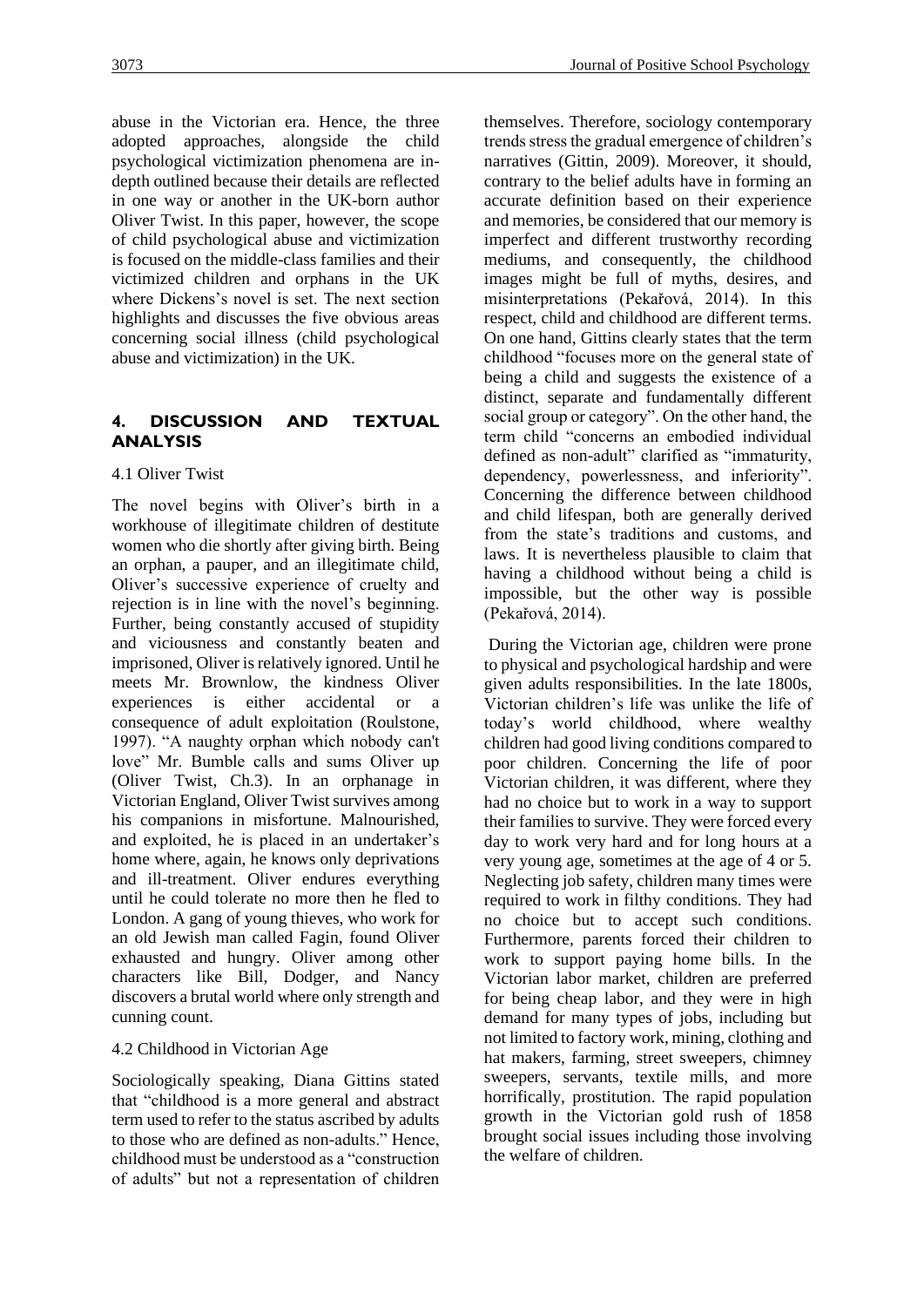abuse in the Victorian era. Hence, the three adopted approaches, alongside the child psychological victimization phenomena are in-depth outlined because their details are reflected in one way or another in the UK-born author Oliver Twist. In this paper, however, the scope of child psychological abuse and victimization is focused on the middle-class families and their victimized children and orphans in the UK where Dickens's novel is set. The next section highlights and discusses the five obvious areas concerning social illness (child psychological abuse and victimization) in the UK.

## 4. DISCUSSION AND TEXTUAL ANALYSIS

### 4.1 Oliver Twist

The novel begins with Oliver's birth in a workhouse of illegitimate children of destitute women who die shortly after giving birth. Being an orphan, a pauper, and an illegitimate child, Oliver's successive experience of cruelty and rejection is in line with the novel's beginning. Further, being constantly accused of stupidity and viciousness and constantly beaten and imprisoned, Oliver is relatively ignored. Until he meets Mr. Brownlow, the kindness Oliver experiences is either accidental or a consequence of adult exploitation (Roulstone, 1997). "A naughty orphan which nobody can't love" Mr. Bumble calls and sums Oliver up (Oliver Twist, Ch.3). In an orphanage in Victorian England, Oliver Twist survives among his companions in misfortune. Malnourished, and exploited, he is placed in an undertaker's home where, again, he knows only deprivations and ill-treatment. Oliver endures everything until he could tolerate no more then he fled to London. A gang of young thieves, who work for an old Jewish man called Fagin, found Oliver exhausted and hungry. Oliver among other characters like Bill, Dodger, and Nancy discovers a brutal world where only strength and cunning count.

### 4.2 Childhood in Victorian Age

Sociologically speaking, Diana Gittins stated that "childhood is a more general and abstract term used to refer to the status ascribed by adults to those who are defined as non-adults." Hence, childhood must be understood as a "construction of adults" but not a representation of children themselves. Therefore, sociology contemporary trends stress the gradual emergence of children's narratives (Gittin, 2009). Moreover, it should, contrary to the belief adults have in forming an accurate definition based on their experience and memories, be considered that our memory is imperfect and different trustworthy recording mediums, and consequently, the childhood images might be full of myths, desires, and misinterpretations (Pekařová, 2014). In this respect, child and childhood are different terms. On one hand, Gittins clearly states that the term childhood "focuses more on the general state of being a child and suggests the existence of a distinct, separate and fundamentally different social group or category". On the other hand, the term child "concerns an embodied individual defined as non-adult" clarified as "immaturity, dependency, powerlessness, and inferiority". Concerning the difference between childhood and child lifespan, both are generally derived from the state's traditions and customs, and laws. It is nevertheless plausible to claim that having a childhood without being a child is impossible, but the other way is possible (Pekařová, 2014).

During the Victorian age, children were prone to physical and psychological hardship and were given adults responsibilities. In the late 1800s, Victorian children's life was unlike the life of today's world childhood, where wealthy children had good living conditions compared to poor children. Concerning the life of poor Victorian children, it was different, where they had no choice but to work in a way to support their families to survive. They were forced every day to work very hard and for long hours at a very young age, sometimes at the age of 4 or 5. Neglecting job safety, children many times were required to work in filthy conditions. They had no choice but to accept such conditions. Furthermore, parents forced their children to work to support paying home bills. In the Victorian labor market, children are preferred for being cheap labor, and they were in high demand for many types of jobs, including but not limited to factory work, mining, clothing and hat makers, farming, street sweepers, chimney sweepers, servants, textile mills, and more horrifically, prostitution. The rapid population growth in the Victorian gold rush of 1858 brought social issues including those involving the welfare of children.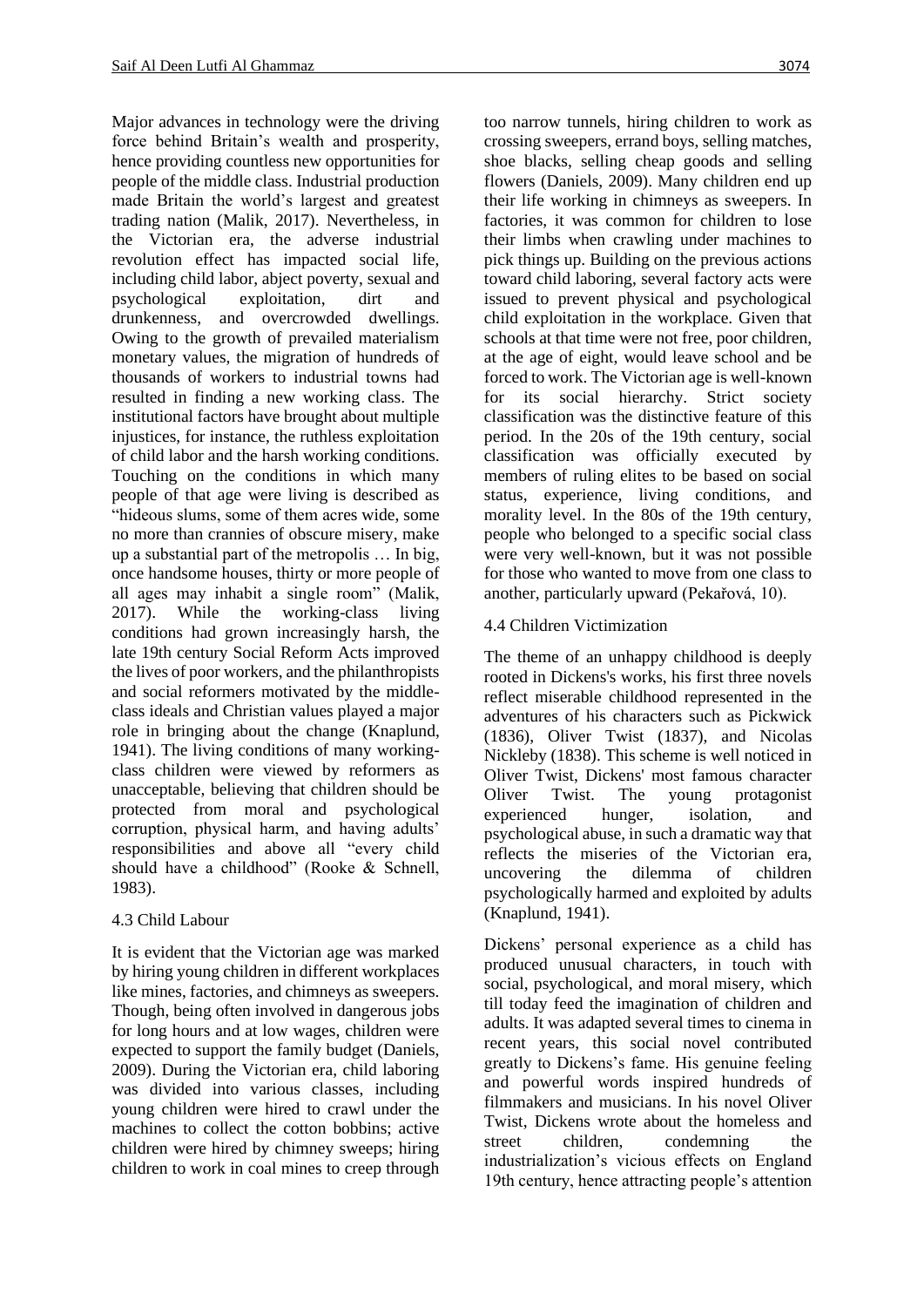Major advances in technology were the driving force behind Britain's wealth and prosperity, hence providing countless new opportunities for people of the middle class. Industrial production made Britain the world's largest and greatest trading nation (Malik, 2017). Nevertheless, in the Victorian era, the adverse industrial revolution effect has impacted social life, including child labor, abject poverty, sexual and psychological exploitation, dirt and drunkenness, and overcrowded dwellings. Owing to the growth of prevailed materialism monetary values, the migration of hundreds of thousands of workers to industrial towns had resulted in finding a new working class. The institutional factors have brought about multiple injustices, for instance, the ruthless exploitation of child labor and the harsh working conditions. Touching on the conditions in which many people of that age were living is described as "hideous slums, some of them acres wide, some no more than crannies of obscure misery, make up a substantial part of the metropolis … In big, once handsome houses, thirty or more people of all ages may inhabit a single room" (Malik, 2017). While the working-class living conditions had grown increasingly harsh, the late 19th century Social Reform Acts improved the lives of poor workers, and the philanthropists and social reformers motivated by the middle-class ideals and Christian values played a major role in bringing about the change (Knaplund, 1941). The living conditions of many working-class children were viewed by reformers as unacceptable, believing that children should be protected from moral and psychological corruption, physical harm, and having adults' responsibilities and above all "every child should have a childhood" (Rooke & Schnell, 1983).

### 4.3 Child Labour

It is evident that the Victorian age was marked by hiring young children in different workplaces like mines, factories, and chimneys as sweepers. Though, being often involved in dangerous jobs for long hours and at low wages, children were expected to support the family budget (Daniels, 2009). During the Victorian era, child laboring was divided into various classes, including young children were hired to crawl under the machines to collect the cotton bobbins; active children were hired by chimney sweeps; hiring children to work in coal mines to creep through too narrow tunnels, hiring children to work as crossing sweepers, errand boys, selling matches, shoe blacks, selling cheap goods and selling flowers (Daniels, 2009). Many children end up their life working in chimneys as sweepers. In factories, it was common for children to lose their limbs when crawling under machines to pick things up. Building on the previous actions toward child laboring, several factory acts were issued to prevent physical and psychological child exploitation in the workplace. Given that schools at that time were not free, poor children, at the age of eight, would leave school and be forced to work. The Victorian age is well-known for its social hierarchy. Strict society classification was the distinctive feature of this period. In the 20s of the 19th century, social classification was officially executed by members of ruling elites to be based on social status, experience, living conditions, and morality level. In the 80s of the 19th century, people who belonged to a specific social class were very well-known, but it was not possible for those who wanted to move from one class to another, particularly upward (Pekařová, 10).

### 4.4 Children Victimization

The theme of an unhappy childhood is deeply rooted in Dickens's works, his first three novels reflect miserable childhood represented in the adventures of his characters such as Pickwick (1836), Oliver Twist (1837), and Nicolas Nickleby (1838). This scheme is well noticed in Oliver Twist, Dickens' most famous character Oliver Twist. The young protagonist experienced hunger, isolation, and psychological abuse, in such a dramatic way that reflects the miseries of the Victorian era, uncovering the dilemma of children psychologically harmed and exploited by adults (Knaplund, 1941).

Dickens' personal experience as a child has produced unusual characters, in touch with social, psychological, and moral misery, which till today feed the imagination of children and adults. It was adapted several times to cinema in recent years, this social novel contributed greatly to Dickens's fame. His genuine feeling and powerful words inspired hundreds of filmmakers and musicians. In his novel Oliver Twist, Dickens wrote about the homeless and street children, condemning the industrialization's vicious effects on England 19th century, hence attracting people's attention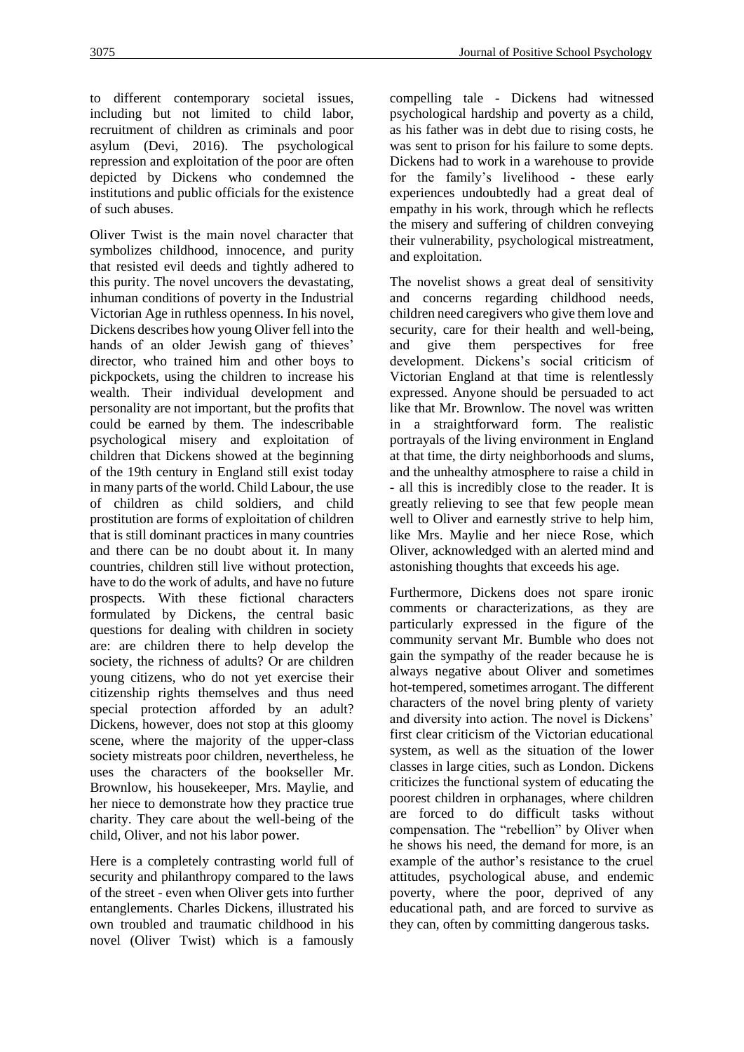to different contemporary societal issues, including but not limited to child labor, recruitment of children as criminals and poor asylum (Devi, 2016). The psychological repression and exploitation of the poor are often depicted by Dickens who condemned the institutions and public officials for the existence of such abuses.

Oliver Twist is the main novel character that symbolizes childhood, innocence, and purity that resisted evil deeds and tightly adhered to this purity. The novel uncovers the devastating, inhuman conditions of poverty in the Industrial Victorian Age in ruthless openness. In his novel, Dickens describes how young Oliver fell into the hands of an older Jewish gang of thieves' director, who trained him and other boys to pickpockets, using the children to increase his wealth. Their individual development and personality are not important, but the profits that could be earned by them. The indescribable psychological misery and exploitation of children that Dickens showed at the beginning of the 19th century in England still exist today in many parts of the world. Child Labour, the use of children as child soldiers, and child prostitution are forms of exploitation of children that is still dominant practices in many countries and there can be no doubt about it. In many countries, children still live without protection, have to do the work of adults, and have no future prospects. With these fictional characters formulated by Dickens, the central basic questions for dealing with children in society are: are children there to help develop the society, the richness of adults? Or are children young citizens, who do not yet exercise their citizenship rights themselves and thus need special protection afforded by an adult? Dickens, however, does not stop at this gloomy scene, where the majority of the upper-class society mistreats poor children, nevertheless, he uses the characters of the bookseller Mr. Brownlow, his housekeeper, Mrs. Maylie, and her niece to demonstrate how they practice true charity. They care about the well-being of the child, Oliver, and not his labor power.

Here is a completely contrasting world full of security and philanthropy compared to the laws of the street - even when Oliver gets into further entanglements. Charles Dickens, illustrated his own troubled and traumatic childhood in his novel (Oliver Twist) which is a famously compelling tale - Dickens had witnessed psychological hardship and poverty as a child, as his father was in debt due to rising costs, he was sent to prison for his failure to some depts. Dickens had to work in a warehouse to provide for the family's livelihood - these early experiences undoubtedly had a great deal of empathy in his work, through which he reflects the misery and suffering of children conveying their vulnerability, psychological mistreatment, and exploitation.

The novelist shows a great deal of sensitivity and concerns regarding childhood needs, children need caregivers who give them love and security, care for their health and well-being, and give them perspectives for free development. Dickens's social criticism of Victorian England at that time is relentlessly expressed. Anyone should be persuaded to act like that Mr. Brownlow. The novel was written in a straightforward form. The realistic portrayals of the living environment in England at that time, the dirty neighborhoods and slums, and the unhealthy atmosphere to raise a child in - all this is incredibly close to the reader. It is greatly relieving to see that few people mean well to Oliver and earnestly strive to help him, like Mrs. Maylie and her niece Rose, which Oliver, acknowledged with an alerted mind and astonishing thoughts that exceeds his age.

Furthermore, Dickens does not spare ironic comments or characterizations, as they are particularly expressed in the figure of the community servant Mr. Bumble who does not gain the sympathy of the reader because he is always negative about Oliver and sometimes hot-tempered, sometimes arrogant. The different characters of the novel bring plenty of variety and diversity into action. The novel is Dickens' first clear criticism of the Victorian educational system, as well as the situation of the lower classes in large cities, such as London. Dickens criticizes the functional system of educating the poorest children in orphanages, where children are forced to do difficult tasks without compensation. The "rebellion" by Oliver when he shows his need, the demand for more, is an example of the author's resistance to the cruel attitudes, psychological abuse, and endemic poverty, where the poor, deprived of any educational path, and are forced to survive as they can, often by committing dangerous tasks.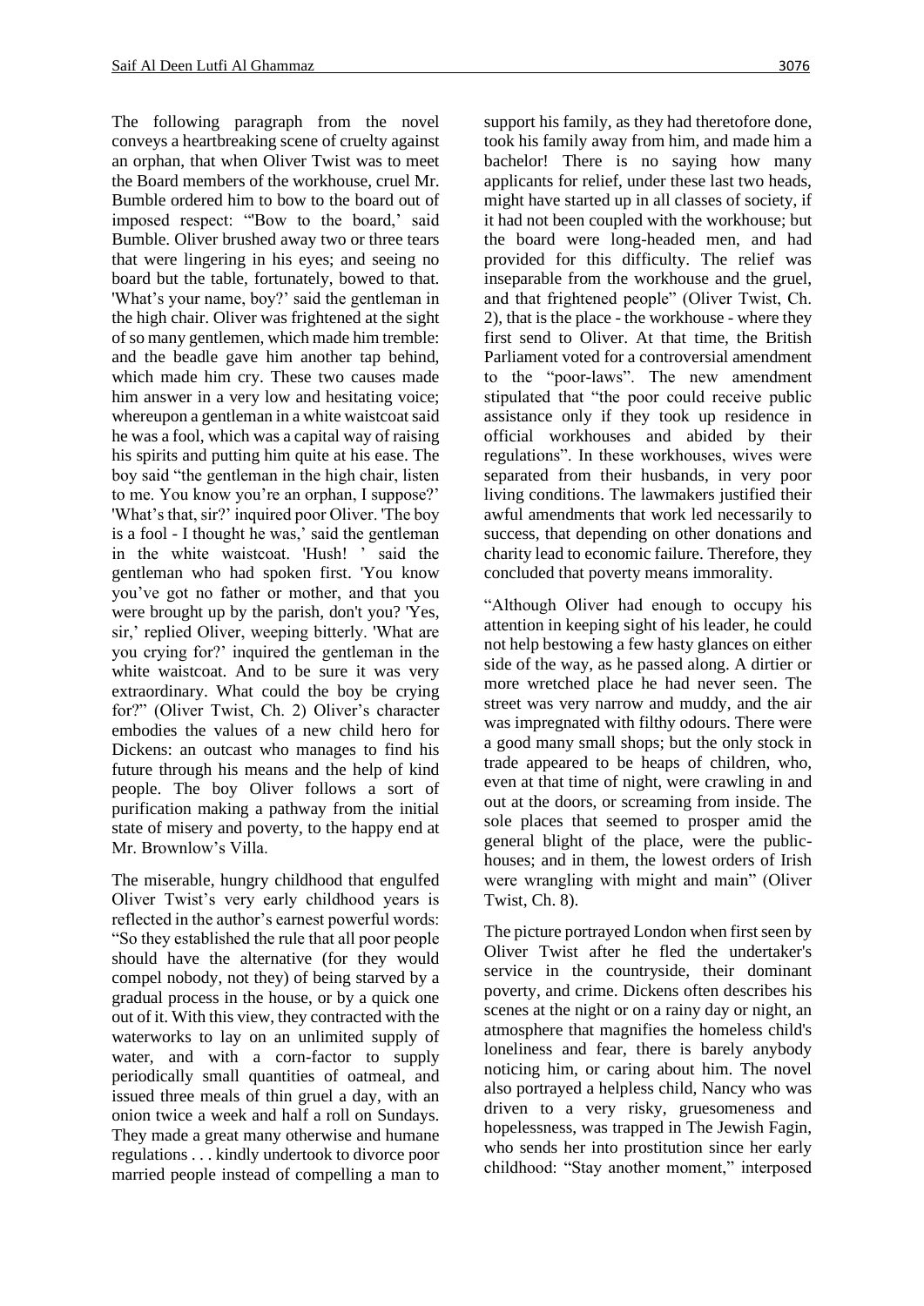The following paragraph from the novel conveys a heartbreaking scene of cruelty against an orphan, that when Oliver Twist was to meet the Board members of the workhouse, cruel Mr. Bumble ordered him to bow to the board out of imposed respect: "'Bow to the board,' said Bumble. Oliver brushed away two or three tears that were lingering in his eyes; and seeing no board but the table, fortunately, bowed to that. 'What's your name, boy?' said the gentleman in the high chair. Oliver was frightened at the sight of so many gentlemen, which made him tremble: and the beadle gave him another tap behind, which made him cry. These two causes made him answer in a very low and hesitating voice; whereupon a gentleman in a white waistcoat said he was a fool, which was a capital way of raising his spirits and putting him quite at his ease. The boy said "the gentleman in the high chair, listen to me. You know you're an orphan, I suppose?' 'What's that, sir?' inquired poor Oliver. 'The boy is a fool - I thought he was,' said the gentleman in the white waistcoat. 'Hush! ' said the gentleman who had spoken first. 'You know you've got no father or mother, and that you were brought up by the parish, don't you? 'Yes, sir,' replied Oliver, weeping bitterly. 'What are you crying for?' inquired the gentleman in the white waistcoat. And to be sure it was very extraordinary. What could the boy be crying for?" (Oliver Twist, Ch. 2) Oliver's character embodies the values of a new child hero for Dickens: an outcast who manages to find his future through his means and the help of kind people. The boy Oliver follows a sort of purification making a pathway from the initial state of misery and poverty, to the happy end at Mr. Brownlow's Villa.

The miserable, hungry childhood that engulfed Oliver Twist's very early childhood years is reflected in the author's earnest powerful words: "So they established the rule that all poor people should have the alternative (for they would compel nobody, not they) of being starved by a gradual process in the house, or by a quick one out of it. With this view, they contracted with the waterworks to lay on an unlimited supply of water, and with a corn-factor to supply periodically small quantities of oatmeal, and issued three meals of thin gruel a day, with an onion twice a week and half a roll on Sundays. They made a great many otherwise and humane regulations . . . kindly undertook to divorce poor married people instead of compelling a man to support his family, as they had theretofore done, took his family away from him, and made him a bachelor! There is no saying how many applicants for relief, under these last two heads, might have started up in all classes of society, if it had not been coupled with the workhouse; but the board were long-headed men, and had provided for this difficulty. The relief was inseparable from the workhouse and the gruel, and that frightened people" (Oliver Twist, Ch. 2), that is the place - the workhouse - where they first send to Oliver. At that time, the British Parliament voted for a controversial amendment to the "poor-laws". The new amendment stipulated that "the poor could receive public assistance only if they took up residence in official workhouses and abided by their regulations". In these workhouses, wives were separated from their husbands, in very poor living conditions. The lawmakers justified their awful amendments that work led necessarily to success, that depending on other donations and charity lead to economic failure. Therefore, they concluded that poverty means immorality.

"Although Oliver had enough to occupy his attention in keeping sight of his leader, he could not help bestowing a few hasty glances on either side of the way, as he passed along. A dirtier or more wretched place he had never seen. The street was very narrow and muddy, and the air was impregnated with filthy odours. There were a good many small shops; but the only stock in trade appeared to be heaps of children, who, even at that time of night, were crawling in and out at the doors, or screaming from inside. The sole places that seemed to prosper amid the general blight of the place, were the public-houses; and in them, the lowest orders of Irish were wrangling with might and main" (Oliver Twist, Ch. 8).

The picture portrayed London when first seen by Oliver Twist after he fled the undertaker's service in the countryside, their dominant poverty, and crime. Dickens often describes his scenes at the night or on a rainy day or night, an atmosphere that magnifies the homeless child's loneliness and fear, there is barely anybody noticing him, or caring about him. The novel also portrayed a helpless child, Nancy who was driven to a very risky, gruesomeness and hopelessness, was trapped in The Jewish Fagin, who sends her into prostitution since her early childhood: "Stay another moment," interposed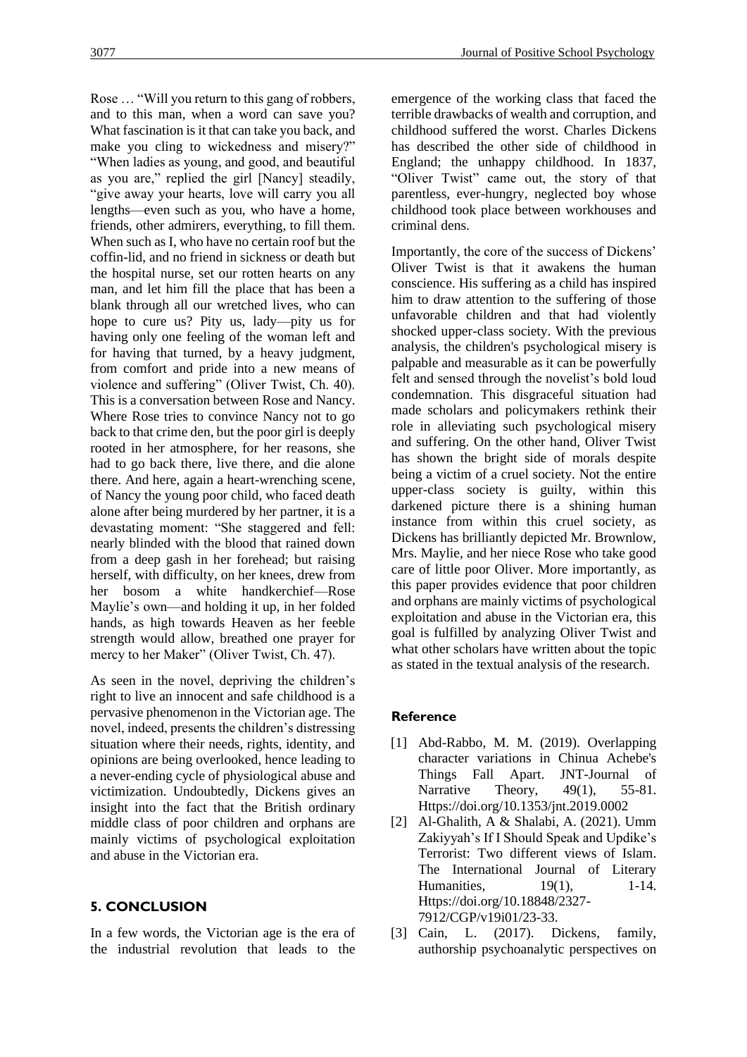Rose … "Will you return to this gang of robbers, and to this man, when a word can save you? What fascination is it that can take you back, and make you cling to wickedness and misery?" "When ladies as young, and good, and beautiful as you are," replied the girl [Nancy] steadily, "give away your hearts, love will carry you all lengths—even such as you, who have a home, friends, other admirers, everything, to fill them. When such as I, who have no certain roof but the coffin-lid, and no friend in sickness or death but the hospital nurse, set our rotten hearts on any man, and let him fill the place that has been a blank through all our wretched lives, who can hope to cure us? Pity us, lady—pity us for having only one feeling of the woman left and for having that turned, by a heavy judgment, from comfort and pride into a new means of violence and suffering" (Oliver Twist, Ch. 40). This is a conversation between Rose and Nancy. Where Rose tries to convince Nancy not to go back to that crime den, but the poor girl is deeply rooted in her atmosphere, for her reasons, she had to go back there, live there, and die alone there. And here, again a heart-wrenching scene, of Nancy the young poor child, who faced death alone after being murdered by her partner, it is a devastating moment: "She staggered and fell: nearly blinded with the blood that rained down from a deep gash in her forehead; but raising herself, with difficulty, on her knees, drew from her bosom a white handkerchief—Rose Maylie's own—and holding it up, in her folded hands, as high towards Heaven as her feeble strength would allow, breathed one prayer for mercy to her Maker" (Oliver Twist, Ch. 47).

As seen in the novel, depriving the children's right to live an innocent and safe childhood is a pervasive phenomenon in the Victorian age. The novel, indeed, presents the children's distressing situation where their needs, rights, identity, and opinions are being overlooked, hence leading to a never-ending cycle of physiological abuse and victimization. Undoubtedly, Dickens gives an insight into the fact that the British ordinary middle class of poor children and orphans are mainly victims of psychological exploitation and abuse in the Victorian era.

## 5. CONCLUSION

In a few words, the Victorian age is the era of the industrial revolution that leads to the emergence of the working class that faced the terrible drawbacks of wealth and corruption, and childhood suffered the worst. Charles Dickens has described the other side of childhood in England; the unhappy childhood. In 1837, "Oliver Twist" came out, the story of that parentless, ever-hungry, neglected boy whose childhood took place between workhouses and criminal dens.

Importantly, the core of the success of Dickens' Oliver Twist is that it awakens the human conscience. His suffering as a child has inspired him to draw attention to the suffering of those unfavorable children and that had violently shocked upper-class society. With the previous analysis, the children's psychological misery is palpable and measurable as it can be powerfully felt and sensed through the novelist's bold loud condemnation. This disgraceful situation had made scholars and policymakers rethink their role in alleviating such psychological misery and suffering. On the other hand, Oliver Twist has shown the bright side of morals despite being a victim of a cruel society. Not the entire upper-class society is guilty, within this darkened picture there is a shining human instance from within this cruel society, as Dickens has brilliantly depicted Mr. Brownlow, Mrs. Maylie, and her niece Rose who take good care of little poor Oliver. More importantly, as this paper provides evidence that poor children and orphans are mainly victims of psychological exploitation and abuse in the Victorian era, this goal is fulfilled by analyzing Oliver Twist and what other scholars have written about the topic as stated in the textual analysis of the research.

## Reference

[1] Abd-Rabbo, M. M. (2019). Overlapping character variations in Chinua Achebe's Things Fall Apart. JNT-Journal of Narrative Theory, 49(1), 55-81. Https://doi.org/10.1353/jnt.2019.0002

[2] Al-Ghalith, A & Shalabi, A. (2021). Umm Zakiyyah's If I Should Speak and Updike's Terrorist: Two different views of Islam. The International Journal of Literary Humanities, 19(1), 1-14. Https://doi.org/10.18848/2327-7912/CGP/v19i01/23-33.

[3] Cain, L. (2017). Dickens, family, authorship psychoanalytic perspectives on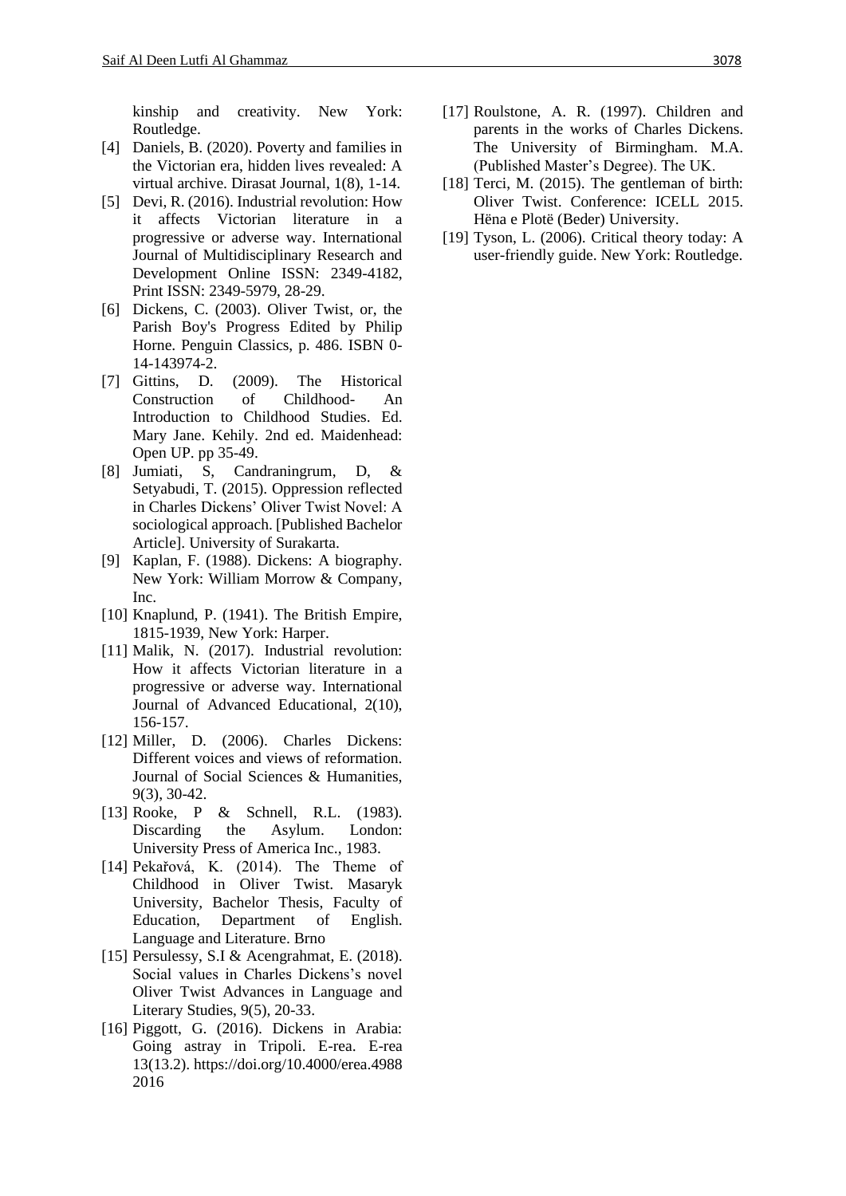kinship and creativity. New York: Routledge.

[4] Daniels, B. (2020). Poverty and families in the Victorian era, hidden lives revealed: A virtual archive. Dirasat Journal, 1(8), 1-14.

[5] Devi, R. (2016). Industrial revolution: How it affects Victorian literature in a progressive or adverse way. International Journal of Multidisciplinary Research and Development Online ISSN: 2349-4182, Print ISSN: 2349-5979, 28-29.

[6] Dickens, C. (2003). Oliver Twist, or, the Parish Boy's Progress Edited by Philip Horne. Penguin Classics, p. 486. ISBN 0-14-143974-2.

[7] Gittins, D. (2009). The Historical Construction of Childhood- An Introduction to Childhood Studies. Ed. Mary Jane. Kehily. 2nd ed. Maidenhead: Open UP. pp 35-49.

[8] Jumiati, S, Candraningrum, D, & Setyabudi, T. (2015). Oppression reflected in Charles Dickens' Oliver Twist Novel: A sociological approach. [Published Bachelor Article]. University of Surakarta.

[9] Kaplan, F. (1988). Dickens: A biography. New York: William Morrow & Company, Inc.

[10] Knaplund, P. (1941). The British Empire, 1815-1939, New York: Harper.

[11] Malik, N. (2017). Industrial revolution: How it affects Victorian literature in a progressive or adverse way. International Journal of Advanced Educational, 2(10), 156-157.

[12] Miller, D. (2006). Charles Dickens: Different voices and views of reformation. Journal of Social Sciences & Humanities, 9(3), 30-42.

[13] Rooke, P & Schnell, R.L. (1983). Discarding the Asylum. London: University Press of America Inc., 1983.

[14] Pekařová, K. (2014). The Theme of Childhood in Oliver Twist. Masaryk University, Bachelor Thesis, Faculty of Education, Department of English. Language and Literature. Brno

[15] Persulessy, S.I & Acengrahmat, E. (2018). Social values in Charles Dickens's novel Oliver Twist Advances in Language and Literary Studies, 9(5), 20-33.

[16] Piggott, G. (2016). Dickens in Arabia: Going astray in Tripoli. E-rea. E-rea 13(13.2). https://doi.org/10.4000/erea.4988 2016

[17] Roulstone, A. R. (1997). Children and parents in the works of Charles Dickens. The University of Birmingham. M.A. (Published Master's Degree). The UK.

[18] Terci, M. (2015). The gentleman of birth: Oliver Twist. Conference: ICELL 2015. Hëna e Plotë (Beder) University.

[19] Tyson, L. (2006). Critical theory today: A user-friendly guide. New York: Routledge.